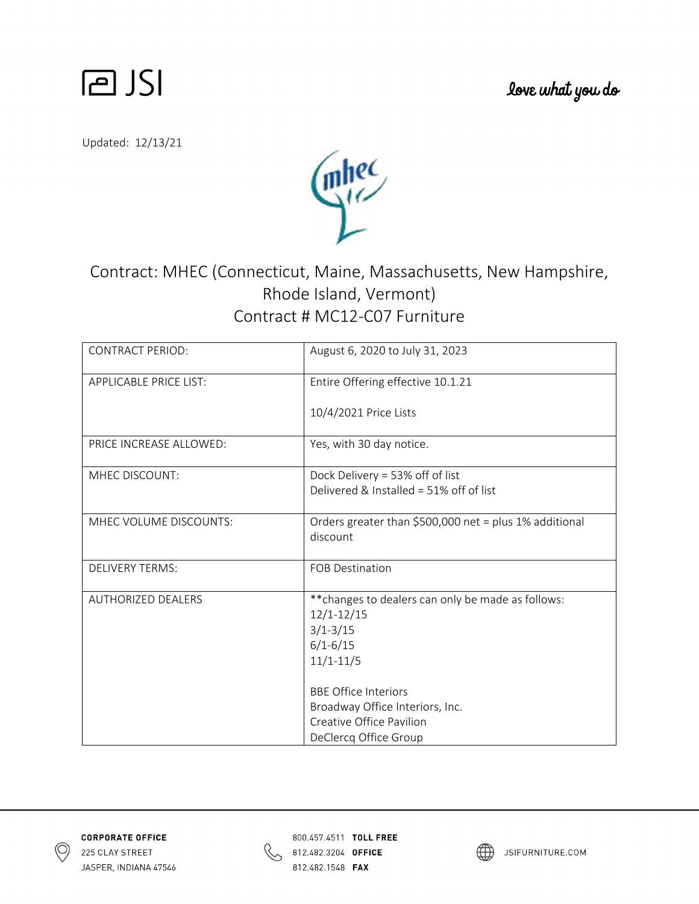JSI

*love what you do*

Updated: 12/13/21

# Contract: MHEC (Connecticut, Maine, Massachusetts, New Hampshire, Rhode Island, Vermont)
## Contract # MC12-C07 Furniture

| | |
|---|---|
| CONTRACT PERIOD: | August 6, 2020 to July 31, 2023 |
| APPLICABLE PRICE LIST: | Entire Offering effective 10.1.21<br><br>10/4/2021 Price Lists |
| PRICE INCREASE ALLOWED: | Yes, with 30 day notice. |
| MHEC DISCOUNT: | Dock Delivery = 53% off of list<br>Delivered & Installed = 51% off of list |
| MHEC VOLUME DISCOUNTS: | Orders greater than $500,000 net = plus 1% additional discount |
| DELIVERY TERMS: | FOB Destination |
| AUTHORIZED DEALERS | **changes to dealers can only be made as follows:<br>12/1-12/15<br>3/1-3/15<br>6/1-6/15<br>11/1-11/5<br><br>BBE Office Interiors<br>Broadway Office Interiors, Inc.<br>Creative Office Pavilion<br>DeClercq Office Group |

**CORPORATE OFFICE**
225 CLAY STREET
JASPER, INDIANA 47546

800.457.4511 **TOLL FREE**
812.482.3204 **OFFICE**
812.482.1548 **FAX**

JSIFURNITURE.COM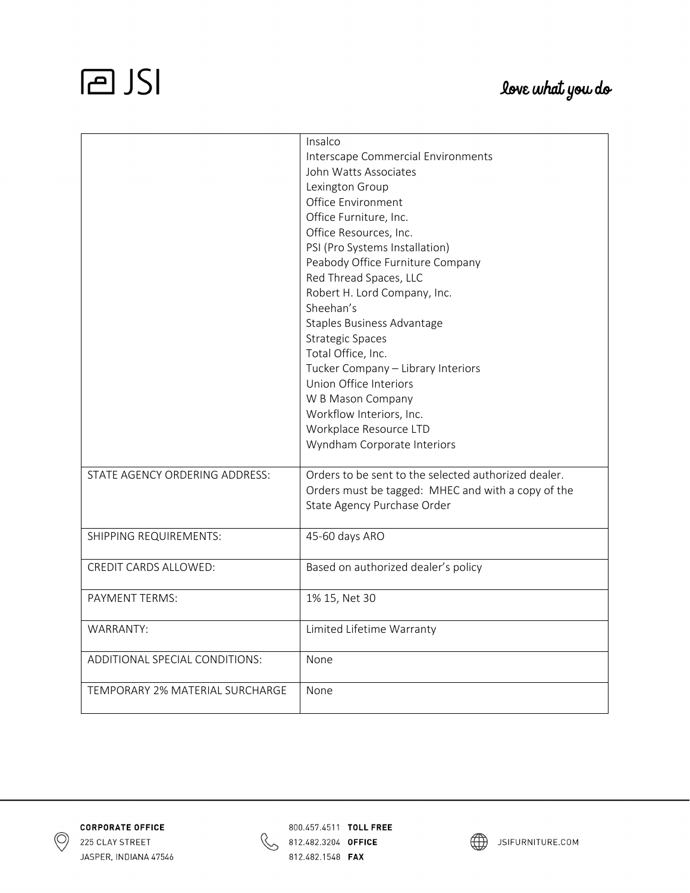| | |
|---|---|
| | Insalco<br>Interscape Commercial Environments<br>John Watts Associates<br>Lexington Group<br>Office Environment<br>Office Furniture, Inc.<br>Office Resources, Inc.<br>PSI (Pro Systems Installation)<br>Peabody Office Furniture Company<br>Red Thread Spaces, LLC<br>Robert H. Lord Company, Inc.<br>Sheehan's<br>Staples Business Advantage<br>Strategic Spaces<br>Total Office, Inc.<br>Tucker Company – Library Interiors<br>Union Office Interiors<br>W B Mason Company<br>Workflow Interiors, Inc.<br>Workplace Resource LTD<br>Wyndham Corporate Interiors |
| STATE AGENCY ORDERING ADDRESS: | Orders to be sent to the selected authorized dealer. Orders must be tagged: MHEC and with a copy of the State Agency Purchase Order |
| SHIPPING REQUIREMENTS: | 45-60 days ARO |
| CREDIT CARDS ALLOWED: | Based on authorized dealer's policy |
| PAYMENT TERMS: | 1% 15, Net 30 |
| WARRANTY: | Limited Lifetime Warranty |
| ADDITIONAL SPECIAL CONDITIONS: | None |
| TEMPORARY 2% MATERIAL SURCHARGE | None |